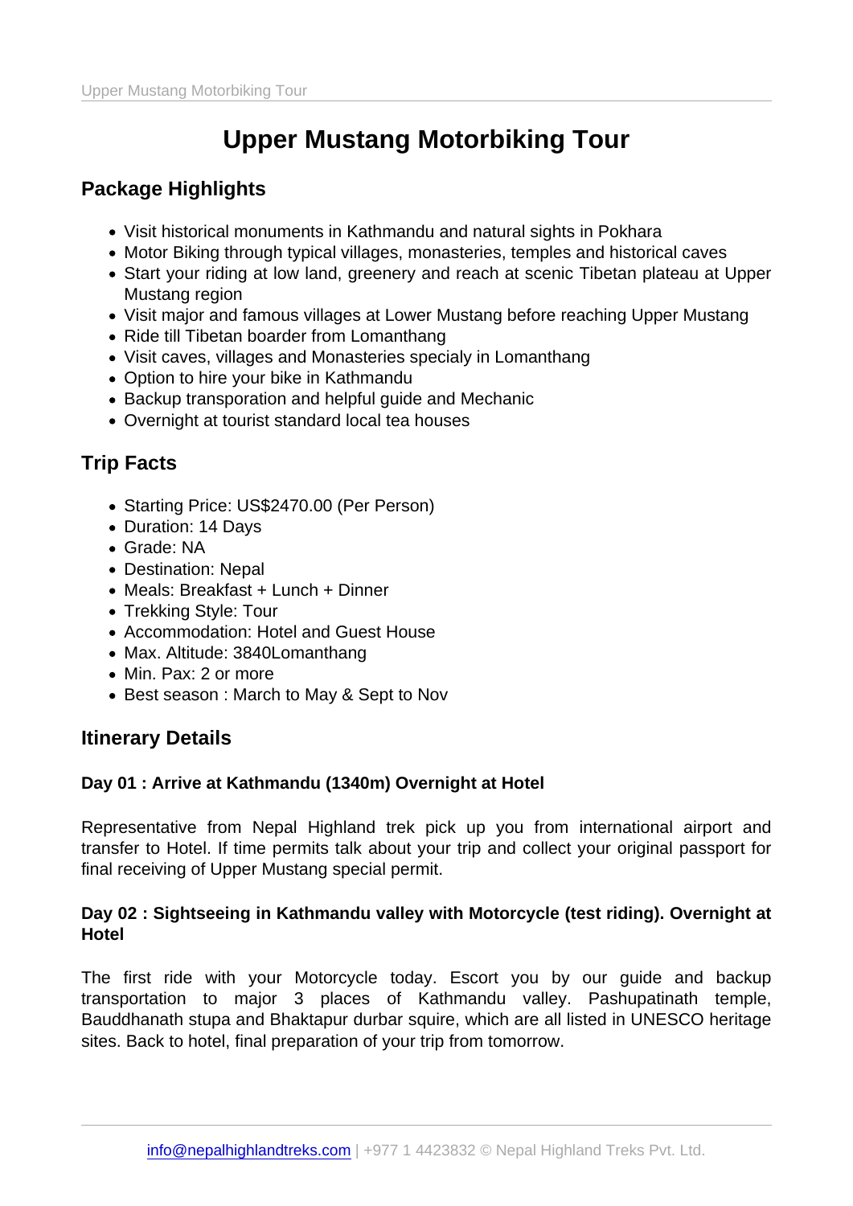# Upper Mustang Motorbiking Tour

## Package Highlights

- Visit historical monuments in Kathmandu and natural sights in Pokhara
- Motor Biking through typical villages, monasteries, temples and historical caves
- Start your riding at low land, greenery and reach at scenic Tibetan plateau at Upper Mustang region
- Visit major and famous villages at Lower Mustang before reaching Upper Mustang
- Ride till Tibetan boarder from Lomanthang
- Visit caves, villages and Monasteries specialy in Lomanthang
- Option to hire your bike in Kathmandu
- Backup transporation and helpful guide and Mechanic
- Overnight at tourist standard local tea houses

## Trip Facts

- Starting Price: US$2470.00 (Per Person)
- Duration: 14 Days
- Grade: NA
- Destination: Nepal
- Meals: Breakfast + Lunch + Dinner
- Trekking Style: Tour
- Accommodation: Hotel and Guest House
- Max. Altitude: 3840Lomanthang
- Min. Pax: 2 or more
- Best season : March to May & Sept to Nov

## Itinerary Details

### Day 01 : Arrive at Kathmandu (1340m) Overnight at Hotel

Representative from Nepal Highland trek pick up you from international airport and transfer to Hotel. If time permits talk about your trip and collect your original passport for final receiving of Upper Mustang special permit.

### Day 02 : Sightseeing in Kathmandu valley with Motorcycle (test riding). Overnight at Hotel

The first ride with your Motorcycle today. Escort you by our guide and backup transportation to major 3 places of Kathmandu valley. Pashupatinath temple, Bauddhanath stupa and Bhaktapur durbar squire, which are all listed in UNESCO heritage sites. Back to hotel, final preparation of your trip from tomorrow.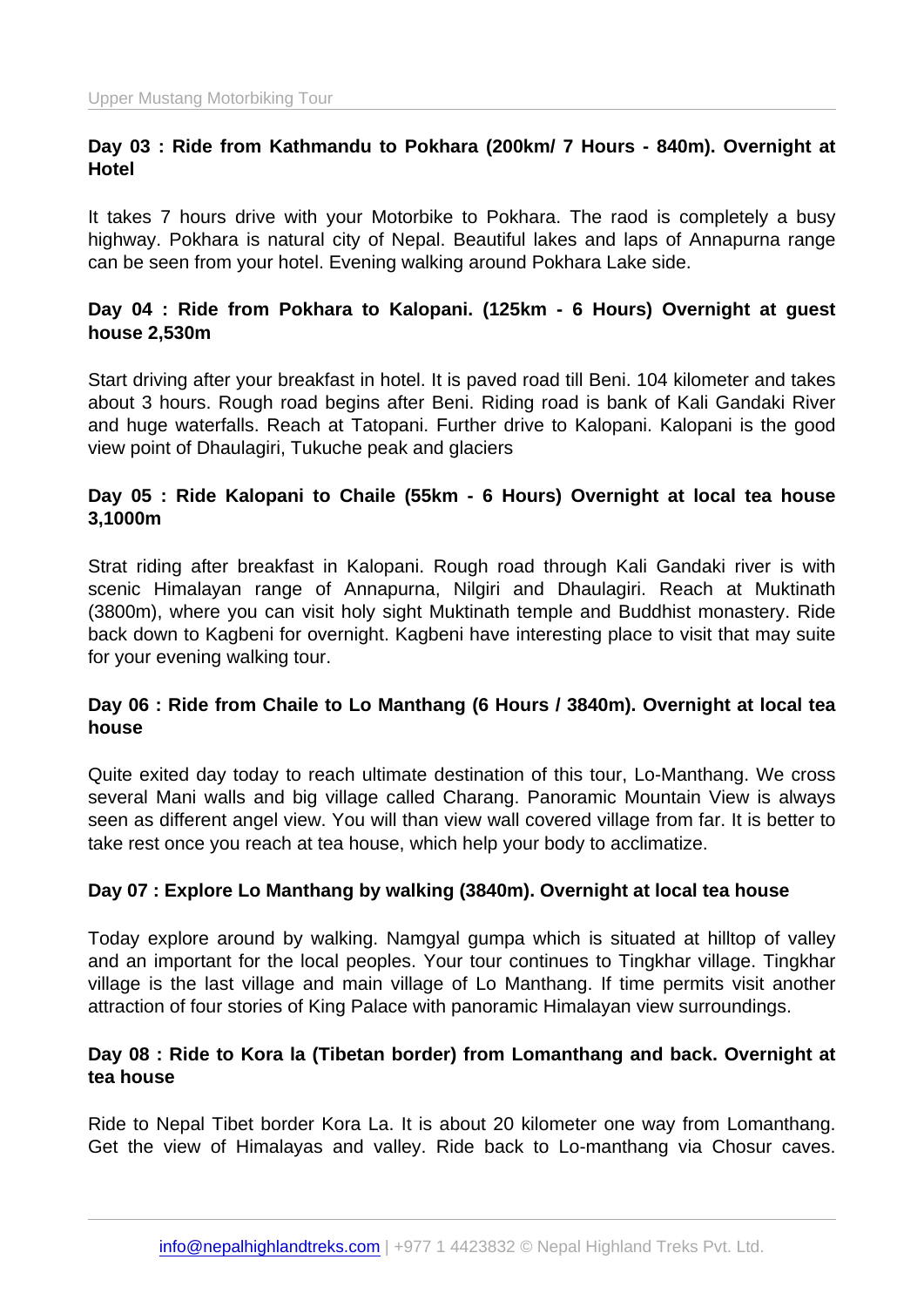**Day 03 : Ride from Kathmandu to Pokhara (200km/ 7 Hours - 840m). Overnight at Hotel**

It takes 7 hours drive with your Motorbike to Pokhara. The raod is completely a busy highway. Pokhara is natural city of Nepal. Beautiful lakes and laps of Annapurna range can be seen from your hotel. Evening walking around Pokhara Lake side.

**Day 04 : Ride from Pokhara to Kalopani. (125km - 6 Hours) Overnight at guest house 2,530m**

Start driving after your breakfast in hotel. It is paved road till Beni. 104 kilometer and takes about 3 hours. Rough road begins after Beni. Riding road is bank of Kali Gandaki River and huge waterfalls. Reach at Tatopani. Further drive to Kalopani. Kalopani is the good view point of Dhaulagiri, Tukuche peak and glaciers

**Day 05 : Ride Kalopani to Chaile (55km - 6 Hours) Overnight at local tea house 3,1000m**

Strat riding after breakfast in Kalopani. Rough road through Kali Gandaki river is with scenic Himalayan range of Annapurna, Nilgiri and Dhaulagiri. Reach at Muktinath (3800m), where you can visit holy sight Muktinath temple and Buddhist monastery. Ride back down to Kagbeni for overnight. Kagbeni have interesting place to visit that may suite for your evening walking tour.

**Day 06 : Ride from Chaile to Lo Manthang (6 Hours / 3840m). Overnight at local tea house**

Quite exited day today to reach ultimate destination of this tour, Lo-Manthang. We cross several Mani walls and big village called Charang. Panoramic Mountain View is always seen as different angel view. You will than view wall covered village from far. It is better to take rest once you reach at tea house, which help your body to acclimatize.

**Day 07 : Explore Lo Manthang by walking (3840m). Overnight at local tea house**

Today explore around by walking. Namgyal gumpa which is situated at hilltop of valley and an important for the local peoples. Your tour continues to Tingkhar village. Tingkhar village is the last village and main village of Lo Manthang. If time permits visit another attraction of four stories of King Palace with panoramic Himalayan view surroundings.

**Day 08 : Ride to Kora la (Tibetan border) from Lomanthang and back. Overnight at tea house**

Ride to Nepal Tibet border Kora La. It is about 20 kilometer one way from Lomanthang. Get the view of Himalayas and valley. Ride back to Lo-manthang via Chosur caves.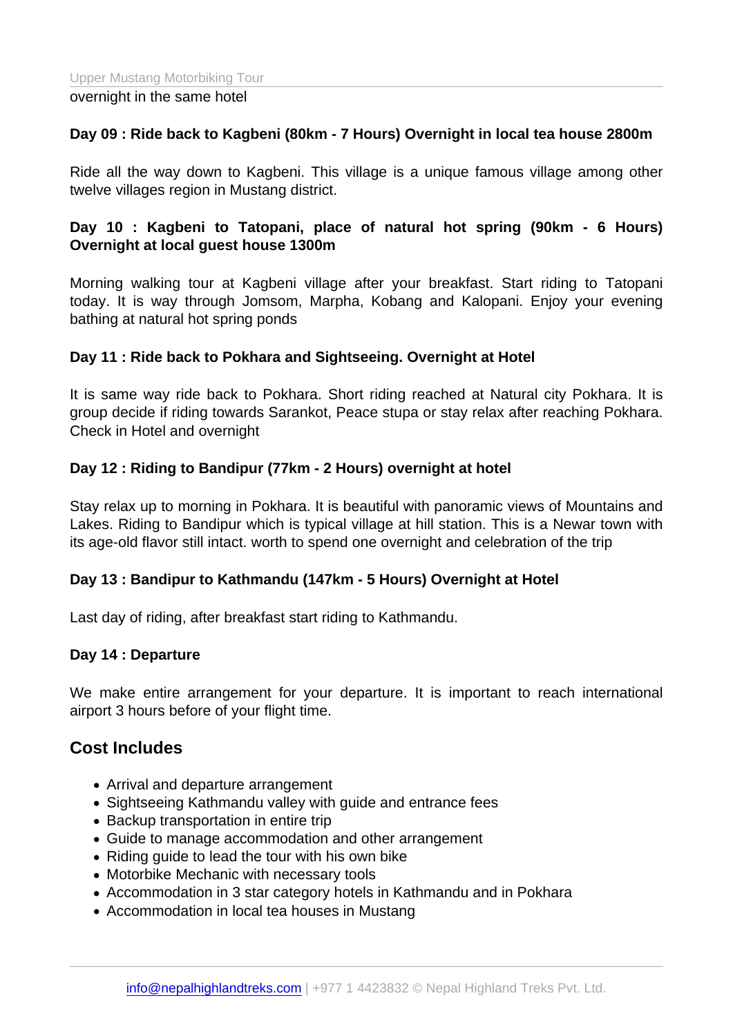overnight in the same hotel

**Day 09 : Ride back to Kagbeni (80km - 7 Hours) Overnight in local tea house 2800m**

Ride all the way down to Kagbeni. This village is a unique famous village among other twelve villages region in Mustang district.

**Day 10 : Kagbeni to Tatopani, place of natural hot spring (90km - 6 Hours) Overnight at local guest house 1300m**

Morning walking tour at Kagbeni village after your breakfast. Start riding to Tatopani today. It is way through Jomsom, Marpha, Kobang and Kalopani. Enjoy your evening bathing at natural hot spring ponds

**Day 11 : Ride back to Pokhara and Sightseeing. Overnight at Hotel**

It is same way ride back to Pokhara. Short riding reached at Natural city Pokhara. It is group decide if riding towards Sarankot, Peace stupa or stay relax after reaching Pokhara. Check in Hotel and overnight

**Day 12 : Riding to Bandipur (77km - 2 Hours) overnight at hotel**

Stay relax up to morning in Pokhara. It is beautiful with panoramic views of Mountains and Lakes. Riding to Bandipur which is typical village at hill station. This is a Newar town with its age-old flavor still intact. worth to spend one overnight and celebration of the trip

**Day 13 : Bandipur to Kathmandu (147km - 5 Hours) Overnight at Hotel**

Last day of riding, after breakfast start riding to Kathmandu.

**Day 14 : Departure**

We make entire arrangement for your departure. It is important to reach international airport 3 hours before of your flight time.

## Cost Includes

- Arrival and departure arrangement
- Sightseeing Kathmandu valley with guide and entrance fees
- Backup transportation in entire trip
- Guide to manage accommodation and other arrangement
- Riding guide to lead the tour with his own bike
- Motorbike Mechanic with necessary tools
- Accommodation in 3 star category hotels in Kathmandu and in Pokhara
- Accommodation in local tea houses in Mustang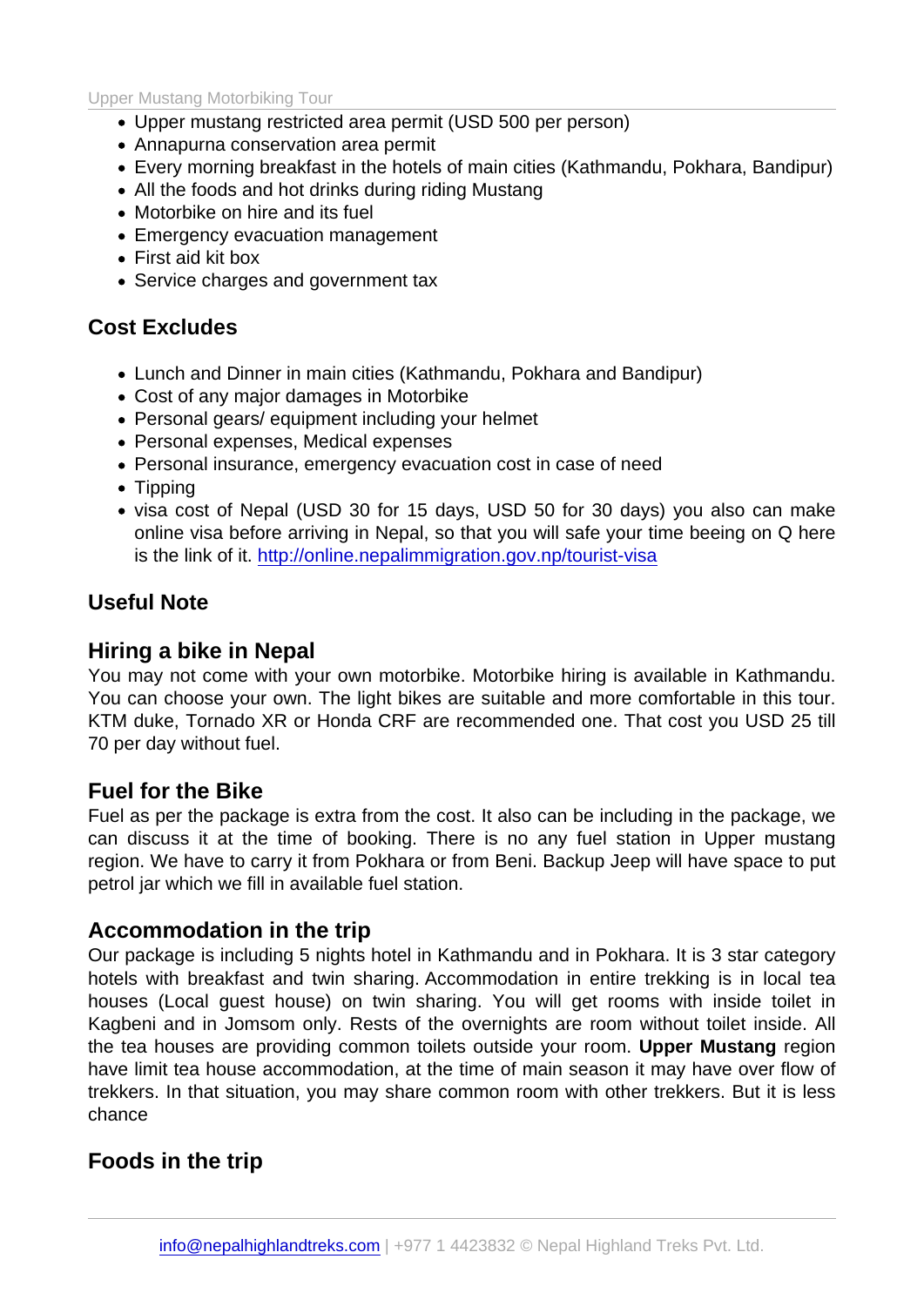- Upper mustang restricted area permit (USD 500 per person)
- Annapurna conservation area permit
- Every morning breakfast in the hotels of main cities (Kathmandu, Pokhara, Bandipur)
- All the foods and hot drinks during riding Mustang
- Motorbike on hire and its fuel
- Emergency evacuation management
- First aid kit box
- Service charges and government tax

## Cost Excludes

- Lunch and Dinner in main cities (Kathmandu, Pokhara and Bandipur)
- Cost of any major damages in Motorbike
- Personal gears/ equipment including your helmet
- Personal expenses, Medical expenses
- Personal insurance, emergency evacuation cost in case of need
- Tipping
- visa cost of Nepal (USD 30 for 15 days, USD 50 for 30 days) you also can make online visa before arriving in Nepal, so that you will safe your time beeing on Q here is the link of it. http://online.nepalimmigration.gov.np/tourist-visa

## Useful Note

## Hiring a bike in Nepal

You may not come with your own motorbike. Motorbike hiring is available in Kathmandu. You can choose your own. The light bikes are suitable and more comfortable in this tour. KTM duke, Tornado XR or Honda CRF are recommended one. That cost you USD 25 till 70 per day without fuel.

## Fuel for the Bike

Fuel as per the package is extra from the cost. It also can be including in the package, we can discuss it at the time of booking. There is no any fuel station in Upper mustang region. We have to carry it from Pokhara or from Beni. Backup Jeep will have space to put petrol jar which we fill in available fuel station.

## Accommodation in the trip

Our package is including 5 nights hotel in Kathmandu and in Pokhara. It is 3 star category hotels with breakfast and twin sharing. Accommodation in entire trekking is in local tea houses (Local guest house) on twin sharing. You will get rooms with inside toilet in Kagbeni and in Jomsom only. Rests of the overnights are room without toilet inside. All the tea houses are providing common toilets outside your room. **Upper Mustang** region have limit tea house accommodation, at the time of main season it may have over flow of trekkers. In that situation, you may share common room with other trekkers. But it is less chance

## Foods in the trip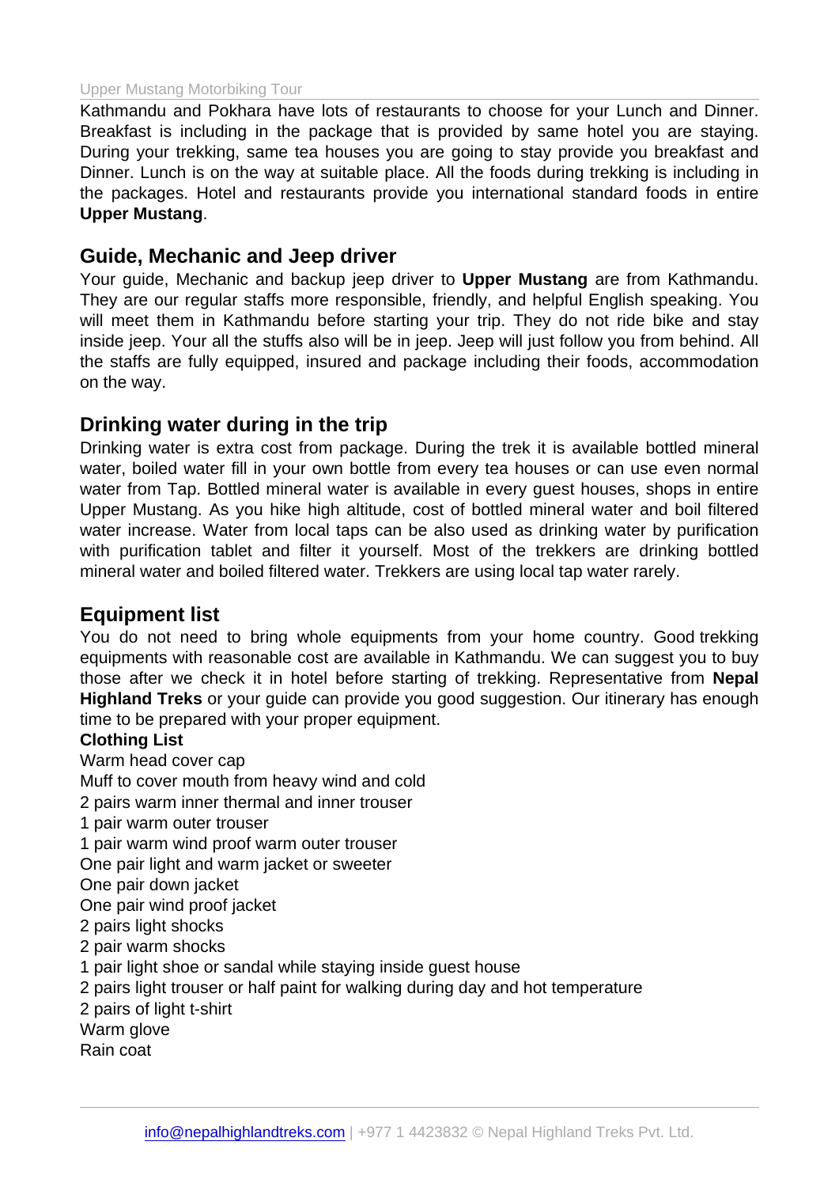Kathmandu and Pokhara have lots of restaurants to choose for your Lunch and Dinner. Breakfast is including in the package that is provided by same hotel you are staying. During your trekking, same tea houses you are going to stay provide you breakfast and Dinner. Lunch is on the way at suitable place. All the foods during trekking is including in the packages. Hotel and restaurants provide you international standard foods in entire **Upper Mustang**.

## Guide, Mechanic and Jeep driver

Your guide, Mechanic and backup jeep driver to **Upper Mustang** are from Kathmandu. They are our regular staffs more responsible, friendly, and helpful English speaking. You will meet them in Kathmandu before starting your trip. They do not ride bike and stay inside jeep. Your all the stuffs also will be in jeep. Jeep will just follow you from behind. All the staffs are fully equipped, insured and package including their foods, accommodation on the way.

## Drinking water during in the trip

Drinking water is extra cost from package. During the trek it is available bottled mineral water, boiled water fill in your own bottle from every tea houses or can use even normal water from Tap. Bottled mineral water is available in every guest houses, shops in entire Upper Mustang. As you hike high altitude, cost of bottled mineral water and boil filtered water increase. Water from local taps can be also used as drinking water by purification with purification tablet and filter it yourself. Most of the trekkers are drinking bottled mineral water and boiled filtered water. Trekkers are using local tap water rarely.

## Equipment list

You do not need to bring whole equipments from your home country. Good trekking equipments with reasonable cost are available in Kathmandu. We can suggest you to buy those after we check it in hotel before starting of trekking. Representative from **Nepal Highland Treks** or your guide can provide you good suggestion. Our itinerary has enough time to be prepared with your proper equipment.

**Clothing List**

Warm head cover cap
Muff to cover mouth from heavy wind and cold
2 pairs warm inner thermal and inner trouser
1 pair warm outer trouser
1 pair warm wind proof warm outer trouser
One pair light and warm jacket or sweeter
One pair down jacket
One pair wind proof jacket
2 pairs light shocks
2 pair warm shocks
1 pair light shoe or sandal while staying inside guest house
2 pairs light trouser or half paint for walking during day and hot temperature
2 pairs of light t-shirt
Warm glove
Rain coat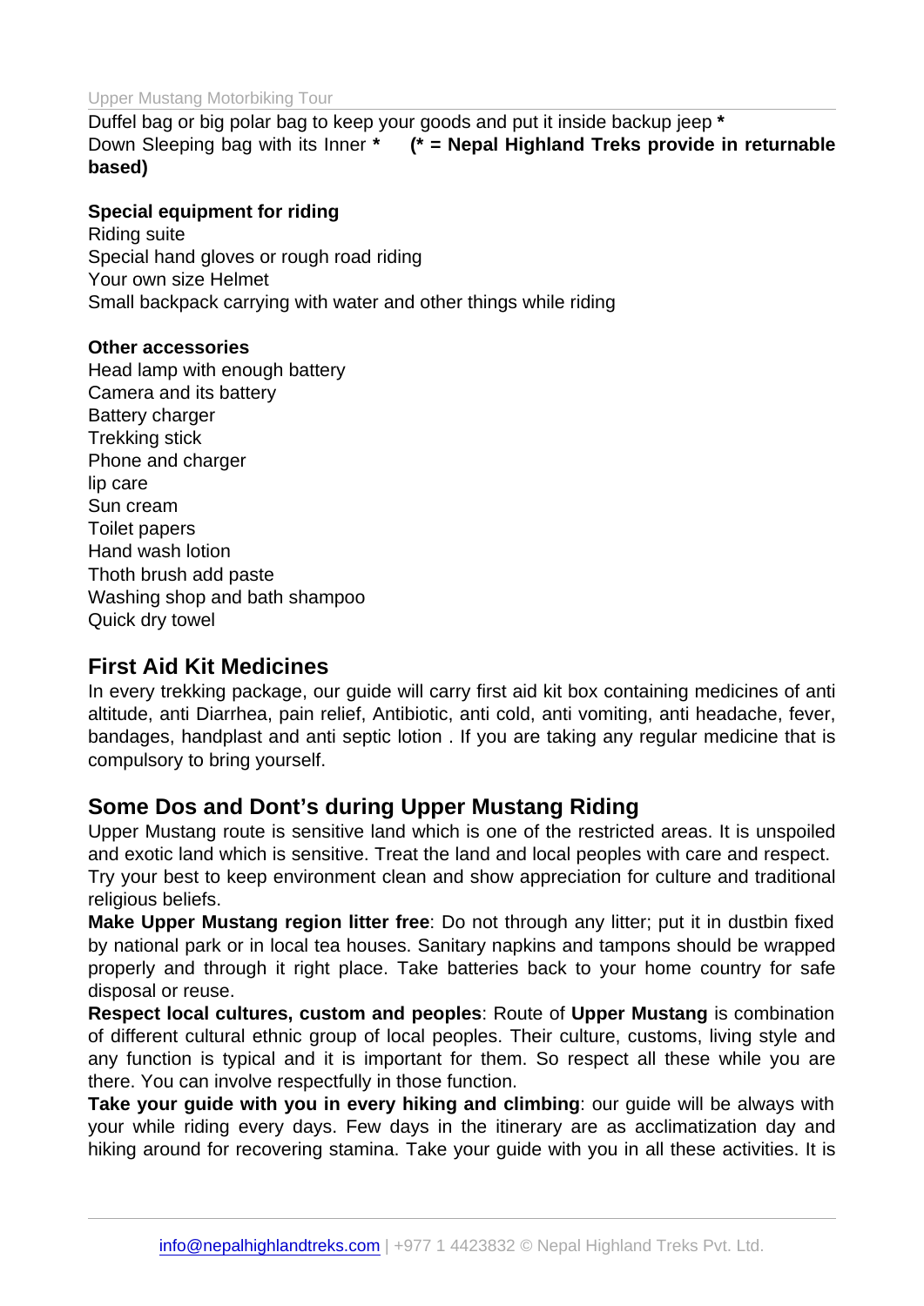Duffel bag or big polar bag to keep your goods and put it inside backup jeep **\***
Down Sleeping bag with its Inner **\*** **(\* = Nepal Highland Treks provide in returnable based)**

**Special equipment for riding**
Riding suite
Special hand gloves or rough road riding
Your own size Helmet
Small backpack carrying with water and other things while riding

**Other accessories**
Head lamp with enough battery
Camera and its battery
Battery charger
Trekking stick
Phone and charger
lip care
Sun cream
Toilet papers
Hand wash lotion
Thoth brush add paste
Washing shop and bath shampoo
Quick dry towel

## First Aid Kit Medicines

In every trekking package, our guide will carry first aid kit box containing medicines of anti altitude, anti Diarrhea, pain relief, Antibiotic, anti cold, anti vomiting, anti headache, fever, bandages, handplast and anti septic lotion . If you are taking any regular medicine that is compulsory to bring yourself.

## Some Dos and Dont's during Upper Mustang Riding

Upper Mustang route is sensitive land which is one of the restricted areas. It is unspoiled and exotic land which is sensitive. Treat the land and local peoples with care and respect. Try your best to keep environment clean and show appreciation for culture and traditional religious beliefs.

**Make Upper Mustang region litter free**: Do not through any litter; put it in dustbin fixed by national park or in local tea houses. Sanitary napkins and tampons should be wrapped properly and through it right place. Take batteries back to your home country for safe disposal or reuse.

**Respect local cultures, custom and peoples**: Route of **Upper Mustang** is combination of different cultural ethnic group of local peoples. Their culture, customs, living style and any function is typical and it is important for them. So respect all these while you are there. You can involve respectfully in those function.

**Take your guide with you in every hiking and climbing**: our guide will be always with your while riding every days. Few days in the itinerary are as acclimatization day and hiking around for recovering stamina. Take your guide with you in all these activities. It is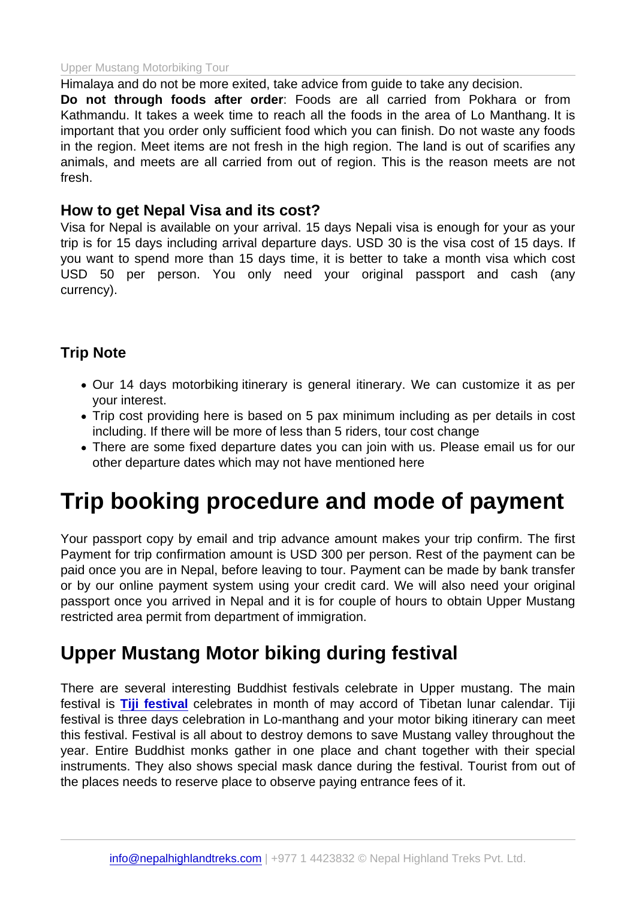Himalaya and do not be more exited, take advice from guide to take any decision.

**Do not through foods after order**: Foods are all carried from Pokhara or from Kathmandu. It takes a week time to reach all the foods in the area of Lo Manthang. It is important that you order only sufficient food which you can finish. Do not waste any foods in the region. Meet items are not fresh in the high region. The land is out of scarifies any animals, and meets are all carried from out of region. This is the reason meets are not fresh.

### How to get Nepal Visa and its cost?

Visa for Nepal is available on your arrival. 15 days Nepali visa is enough for your as your trip is for 15 days including arrival departure days. USD 30 is the visa cost of 15 days. If you want to spend more than 15 days time, it is better to take a month visa which cost USD 50 per person. You only need your original passport and cash (any currency).

### Trip Note

- Our 14 days motorbiking itinerary is general itinerary. We can customize it as per your interest.
- Trip cost providing here is based on 5 pax minimum including as per details in cost including. If there will be more of less than 5 riders, tour cost change
- There are some fixed departure dates you can join with us. Please email us for our other departure dates which may not have mentioned here

# Trip booking procedure and mode of payment

Your passport copy by email and trip advance amount makes your trip confirm. The first Payment for trip confirmation amount is USD 300 per person. Rest of the payment can be paid once you are in Nepal, before leaving to tour. Payment can be made by bank transfer or by our online payment system using your credit card. We will also need your original passport once you arrived in Nepal and it is for couple of hours to obtain Upper Mustang restricted area permit from department of immigration.

## Upper Mustang Motor biking during festival

There are several interesting Buddhist festivals celebrate in Upper mustang. The main festival is **Tiji festival** celebrates in month of may accord of Tibetan lunar calendar. Tiji festival is three days celebration in Lo-manthang and your motor biking itinerary can meet this festival. Festival is all about to destroy demons to save Mustang valley throughout the year. Entire Buddhist monks gather in one place and chant together with their special instruments. They also shows special mask dance during the festival. Tourist from out of the places needs to reserve place to observe paying entrance fees of it.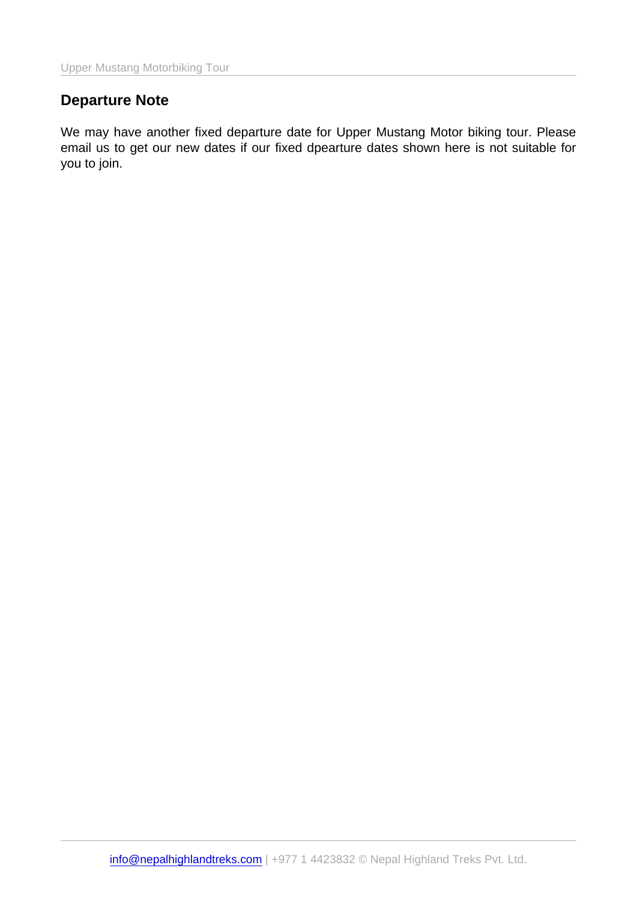## Departure Note

We may have another fixed departure date for Upper Mustang Motor biking tour. Please email us to get our new dates if our fixed dpearture dates shown here is not suitable for you to join.